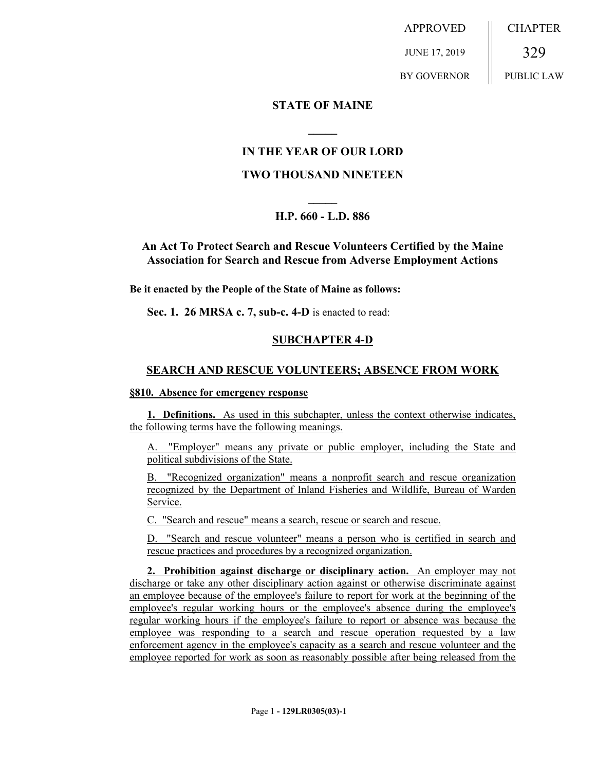APPROVED JUNE 17, 2019 BY GOVERNOR

CHAPTER 329 PUBLIC LAW

**STATE OF MAINE**

**IN THE YEAR OF OUR LORD**

**TWO THOUSAND NINETEEN**

**H.P. 660 - L.D. 886**

**An Act To Protect Search and Rescue Volunteers Certified by the Maine Association for Search and Rescue from Adverse Employment Actions**

**Be it enacted by the People of the State of Maine as follows:**

**Sec. 1. 26 MRSA c. 7, sub-c. 4-D** is enacted to read:

## SUBCHAPTER 4-D

## SEARCH AND RESCUE VOLUNTEERS; ABSENCE FROM WORK

**§810. Absence for emergency response**

**1. Definitions.** As used in this subchapter, unless the context otherwise indicates, the following terms have the following meanings.

A. "Employer" means any private or public employer, including the State and political subdivisions of the State.

B. "Recognized organization" means a nonprofit search and rescue organization recognized by the Department of Inland Fisheries and Wildlife, Bureau of Warden Service.

C. "Search and rescue" means a search, rescue or search and rescue.

D. "Search and rescue volunteer" means a person who is certified in search and rescue practices and procedures by a recognized organization.

**2. Prohibition against discharge or disciplinary action.** An employer may not discharge or take any other disciplinary action against or otherwise discriminate against an employee because of the employee's failure to report for work at the beginning of the employee's regular working hours or the employee's absence during the employee's regular working hours if the employee's failure to report or absence was because the employee was responding to a search and rescue operation requested by a law enforcement agency in the employee's capacity as a search and rescue volunteer and the employee reported for work as soon as reasonably possible after being released from the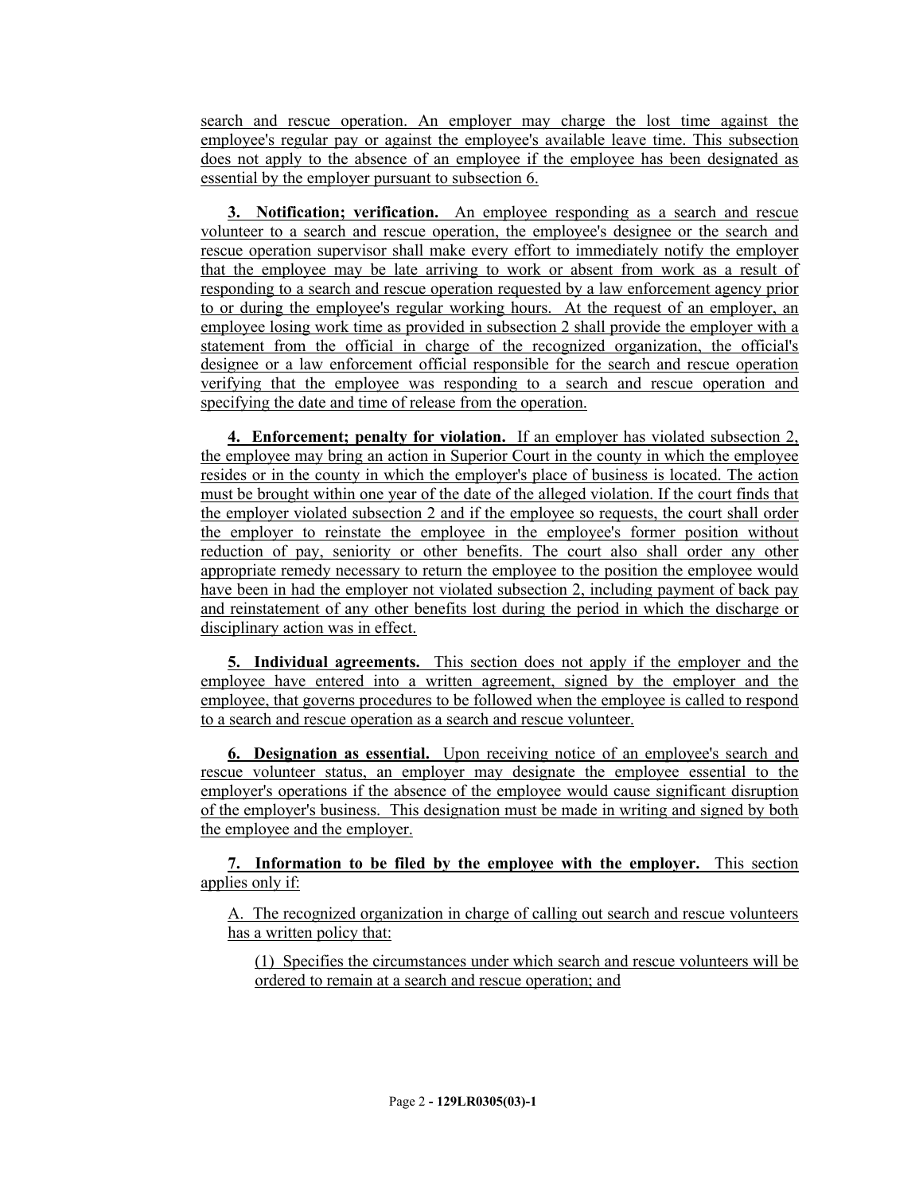search and rescue operation. An employer may charge the lost time against the employee's regular pay or against the employee's available leave time. This subsection does not apply to the absence of an employee if the employee has been designated as essential by the employer pursuant to subsection 6.

**3. Notification; verification.** An employee responding as a search and rescue volunteer to a search and rescue operation, the employee's designee or the search and rescue operation supervisor shall make every effort to immediately notify the employer that the employee may be late arriving to work or absent from work as a result of responding to a search and rescue operation requested by a law enforcement agency prior to or during the employee's regular working hours. At the request of an employer, an employee losing work time as provided in subsection 2 shall provide the employer with a statement from the official in charge of the recognized organization, the official's designee or a law enforcement official responsible for the search and rescue operation verifying that the employee was responding to a search and rescue operation and specifying the date and time of release from the operation.

**4. Enforcement; penalty for violation.** If an employer has violated subsection 2, the employee may bring an action in Superior Court in the county in which the employee resides or in the county in which the employer's place of business is located. The action must be brought within one year of the date of the alleged violation. If the court finds that the employer violated subsection 2 and if the employee so requests, the court shall order the employer to reinstate the employee in the employee's former position without reduction of pay, seniority or other benefits. The court also shall order any other appropriate remedy necessary to return the employee to the position the employee would have been in had the employer not violated subsection 2, including payment of back pay and reinstatement of any other benefits lost during the period in which the discharge or disciplinary action was in effect.

**5. Individual agreements.** This section does not apply if the employer and the employee have entered into a written agreement, signed by the employer and the employee, that governs procedures to be followed when the employee is called to respond to a search and rescue operation as a search and rescue volunteer.

**6. Designation as essential.** Upon receiving notice of an employee's search and rescue volunteer status, an employer may designate the employee essential to the employer's operations if the absence of the employee would cause significant disruption of the employer's business. This designation must be made in writing and signed by both the employee and the employer.

**7. Information to be filed by the employee with the employer.** This section applies only if:

A. The recognized organization in charge of calling out search and rescue volunteers has a written policy that:

(1) Specifies the circumstances under which search and rescue volunteers will be ordered to remain at a search and rescue operation; and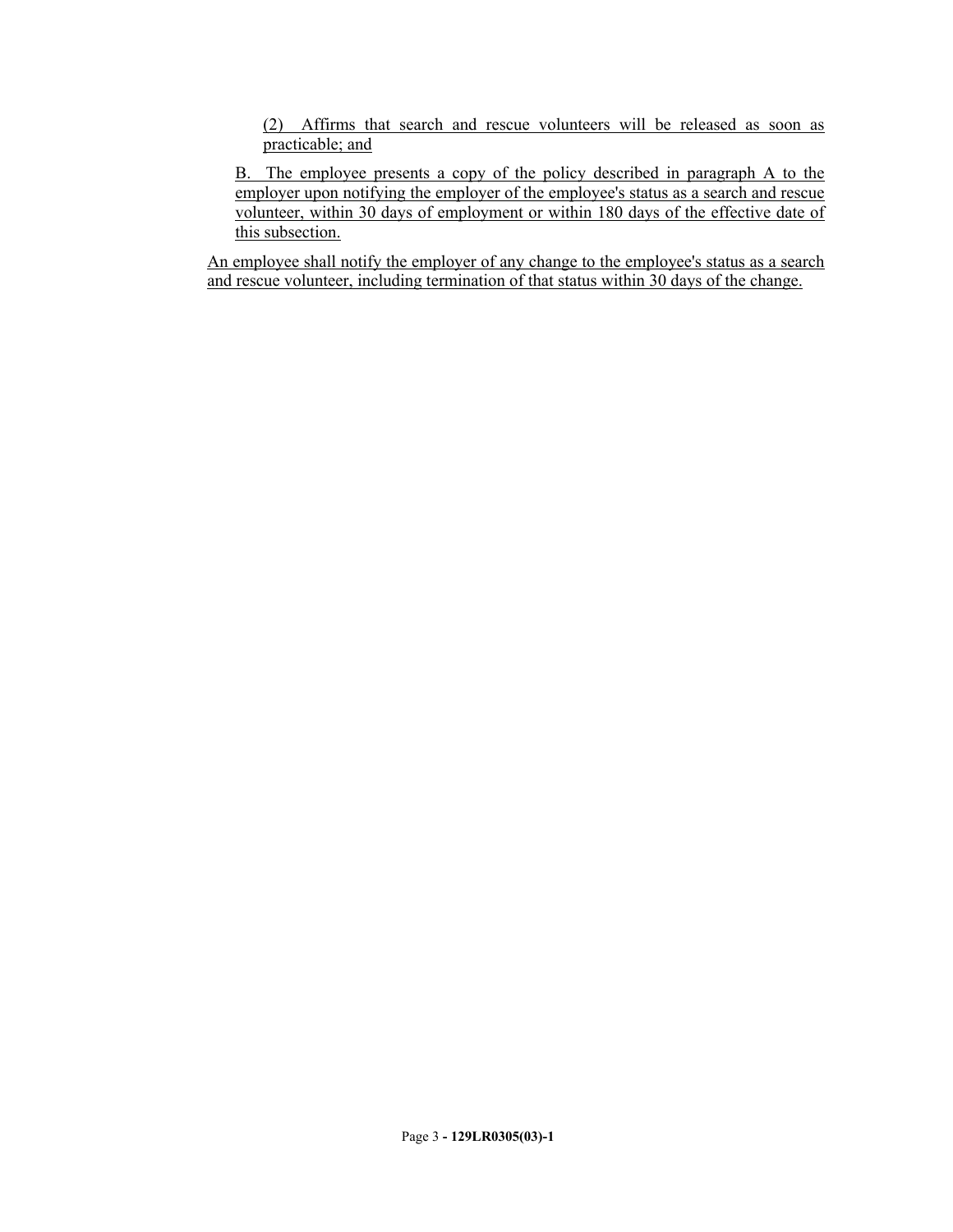(2) Affirms that search and rescue volunteers will be released as soon as practicable; and

B. The employee presents a copy of the policy described in paragraph A to the employer upon notifying the employer of the employee's status as a search and rescue volunteer, within 30 days of employment or within 180 days of the effective date of this subsection.

An employee shall notify the employer of any change to the employee's status as a search and rescue volunteer, including termination of that status within 30 days of the change.